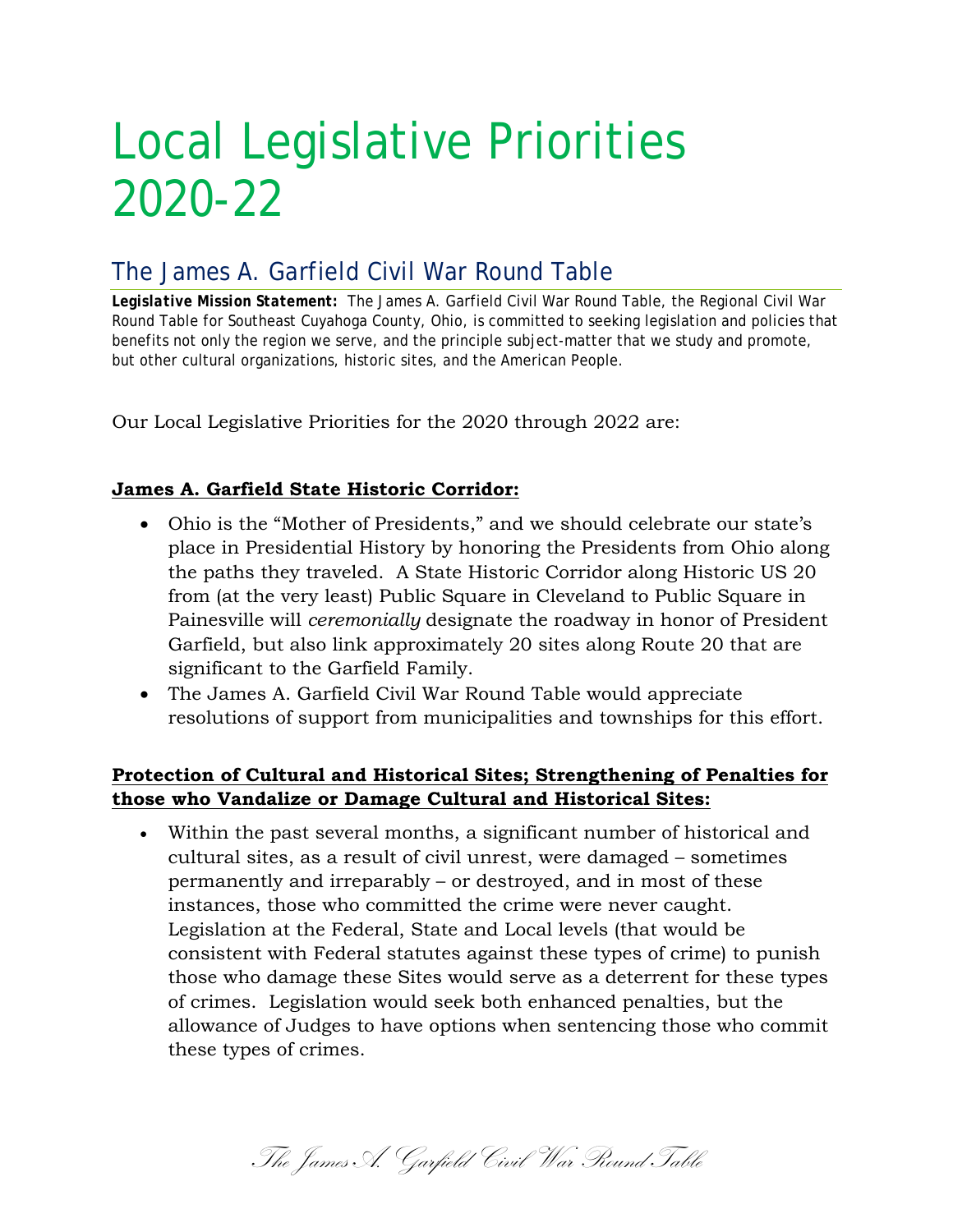# Local Legislative Priorities 2020-22

## The James A. Garfield Civil War Round Table

***Legislative Mission Statement:*** The James A. Garfield Civil War Round Table, the Regional Civil War Round Table for Southeast Cuyahoga County, Ohio, is committed to seeking legislation and policies that benefits not only the region we serve, and the principle subject-matter that we study and promote, but other cultural organizations, historic sites, and the American People.

Our Local Legislative Priorities for the 2020 through 2022 are:

**James A. Garfield State Historic Corridor:**

- Ohio is the "Mother of Presidents," and we should celebrate our state's place in Presidential History by honoring the Presidents from Ohio along the paths they traveled. A State Historic Corridor along Historic US 20 from (at the very least) Public Square in Cleveland to Public Square in Painesville will *ceremonially* designate the roadway in honor of President Garfield, but also link approximately 20 sites along Route 20 that are significant to the Garfield Family.
- The James A. Garfield Civil War Round Table would appreciate resolutions of support from municipalities and townships for this effort.

**Protection of Cultural and Historical Sites; Strengthening of Penalties for those who Vandalize or Damage Cultural and Historical Sites:**

- Within the past several months, a significant number of historical and cultural sites, as a result of civil unrest, were damaged – sometimes permanently and irreparably – or destroyed, and in most of these instances, those who committed the crime were never caught. Legislation at the Federal, State and Local levels (that would be consistent with Federal statutes against these types of crime) to punish those who damage these Sites would serve as a deterrent for these types of crimes. Legislation would seek both enhanced penalties, but the allowance of Judges to have options when sentencing those who commit these types of crimes.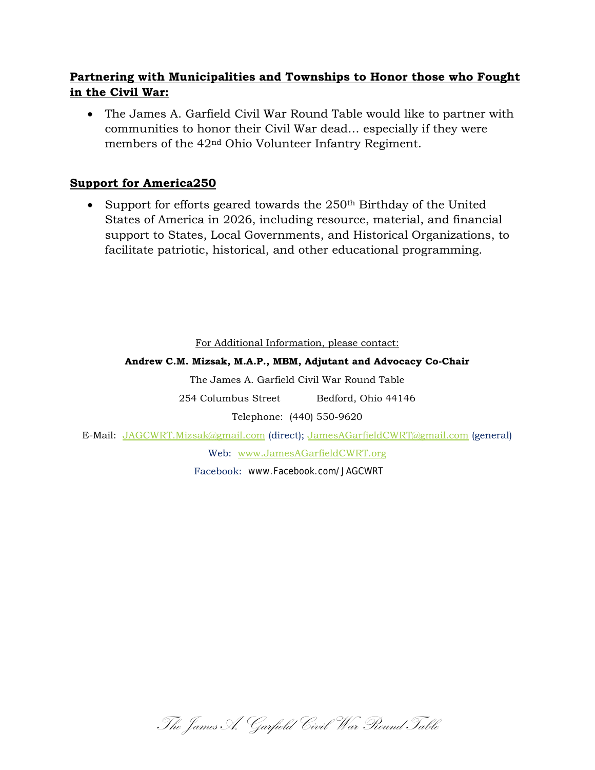**Partnering with Municipalities and Townships to Honor those who Fought in the Civil War:**

- The James A. Garfield Civil War Round Table would like to partner with communities to honor their Civil War dead… especially if they were members of the 42nd Ohio Volunteer Infantry Regiment.

**Support for America250**

- Support for efforts geared towards the 250th Birthday of the United States of America in 2026, including resource, material, and financial support to States, Local Governments, and Historical Organizations, to facilitate patriotic, historical, and other educational programming.

For Additional Information, please contact:

**Andrew C.M. Mizsak, M.A.P., MBM, Adjutant and Advocacy Co-Chair**

The James A. Garfield Civil War Round Table

254 Columbus Street Bedford, Ohio 44146

Telephone: (440) 550-9620

E-Mail: JAGCWRT.Mizsak@gmail.com (direct); JamesAGarfieldCWRT@gmail.com (general)

Web: www.JamesAGarfieldCWRT.org

Facebook: www.Facebook.com/JAGCWRT